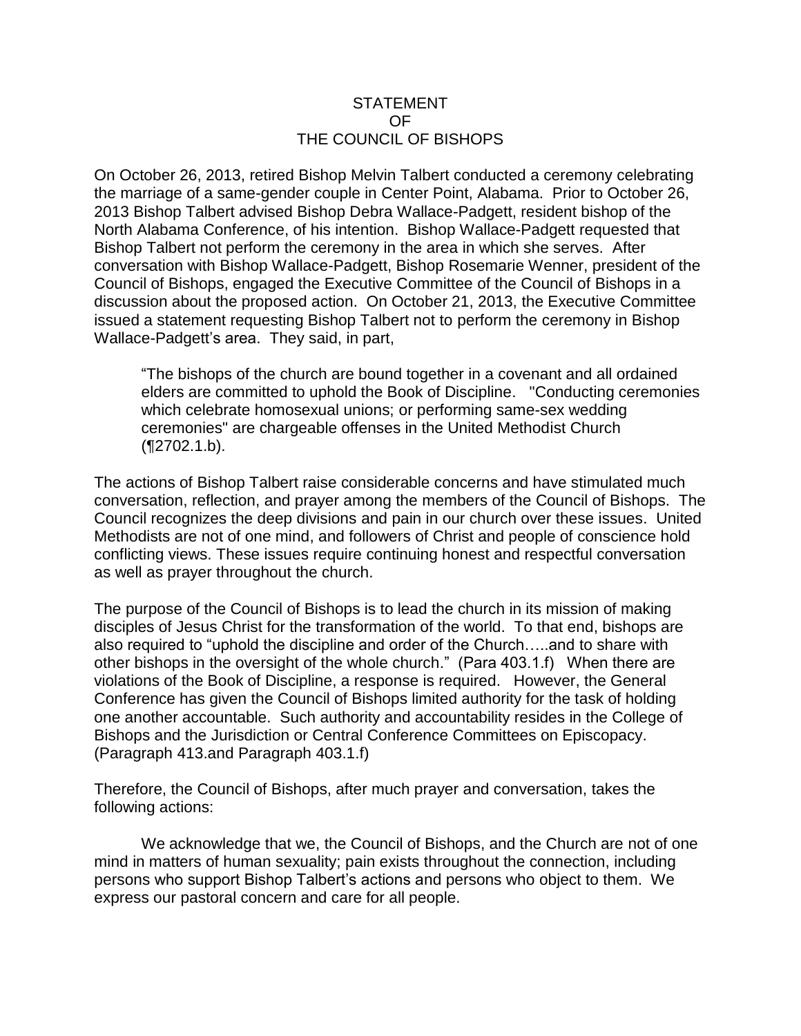# STATEMENT OF THE COUNCIL OF BISHOPS

On October 26, 2013, retired Bishop Melvin Talbert conducted a ceremony celebrating the marriage of a same-gender couple in Center Point, Alabama. Prior to October 26, 2013 Bishop Talbert advised Bishop Debra Wallace-Padgett, resident bishop of the North Alabama Conference, of his intention. Bishop Wallace-Padgett requested that Bishop Talbert not perform the ceremony in the area in which she serves. After conversation with Bishop Wallace-Padgett, Bishop Rosemarie Wenner, president of the Council of Bishops, engaged the Executive Committee of the Council of Bishops in a discussion about the proposed action. On October 21, 2013, the Executive Committee issued a statement requesting Bishop Talbert not to perform the ceremony in Bishop Wallace-Padgett's area. They said, in part,

> "The bishops of the church are bound together in a covenant and all ordained elders are committed to uphold the Book of Discipline. "Conducting ceremonies which celebrate homosexual unions; or performing same-sex wedding ceremonies" are chargeable offenses in the United Methodist Church (¶2702.1.b).

The actions of Bishop Talbert raise considerable concerns and have stimulated much conversation, reflection, and prayer among the members of the Council of Bishops. The Council recognizes the deep divisions and pain in our church over these issues. United Methodists are not of one mind, and followers of Christ and people of conscience hold conflicting views. These issues require continuing honest and respectful conversation as well as prayer throughout the church.

The purpose of the Council of Bishops is to lead the church in its mission of making disciples of Jesus Christ for the transformation of the world. To that end, bishops are also required to "uphold the discipline and order of the Church…..and to share with other bishops in the oversight of the whole church." (Para 403.1.f) When there are violations of the Book of Discipline, a response is required. However, the General Conference has given the Council of Bishops limited authority for the task of holding one another accountable. Such authority and accountability resides in the College of Bishops and the Jurisdiction or Central Conference Committees on Episcopacy. (Paragraph 413.and Paragraph 403.1.f)

Therefore, the Council of Bishops, after much prayer and conversation, takes the following actions:

We acknowledge that we, the Council of Bishops, and the Church are not of one mind in matters of human sexuality; pain exists throughout the connection, including persons who support Bishop Talbert's actions and persons who object to them. We express our pastoral concern and care for all people.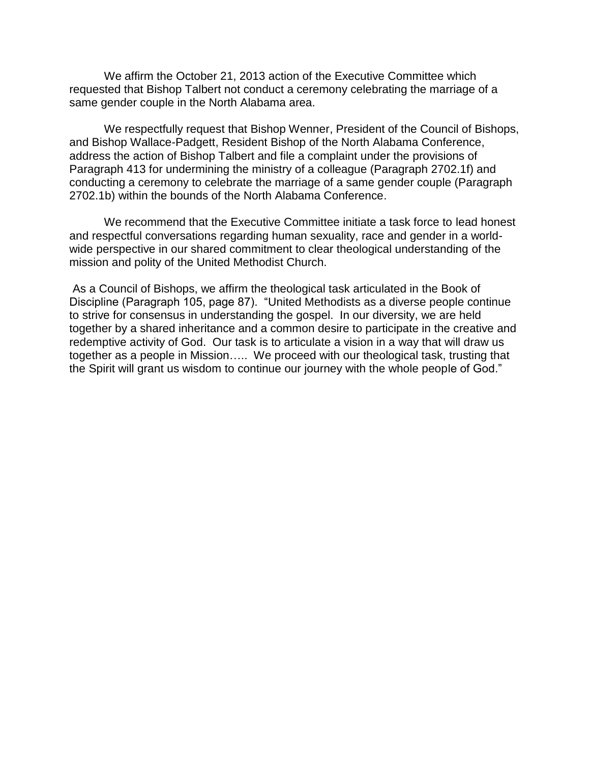We affirm the October 21, 2013 action of the Executive Committee which requested that Bishop Talbert not conduct a ceremony celebrating the marriage of a same gender couple in the North Alabama area.

We respectfully request that Bishop Wenner, President of the Council of Bishops, and Bishop Wallace-Padgett, Resident Bishop of the North Alabama Conference, address the action of Bishop Talbert and file a complaint under the provisions of Paragraph 413 for undermining the ministry of a colleague (Paragraph 2702.1f) and conducting a ceremony to celebrate the marriage of a same gender couple (Paragraph 2702.1b) within the bounds of the North Alabama Conference.

We recommend that the Executive Committee initiate a task force to lead honest and respectful conversations regarding human sexuality, race and gender in a world-wide perspective in our shared commitment to clear theological understanding of the mission and polity of the United Methodist Church.

As a Council of Bishops, we affirm the theological task articulated in the Book of Discipline (Paragraph 105, page 87). "United Methodists as a diverse people continue to strive for consensus in understanding the gospel. In our diversity, we are held together by a shared inheritance and a common desire to participate in the creative and redemptive activity of God. Our task is to articulate a vision in a way that will draw us together as a people in Mission….. We proceed with our theological task, trusting that the Spirit will grant us wisdom to continue our journey with the whole people of God."